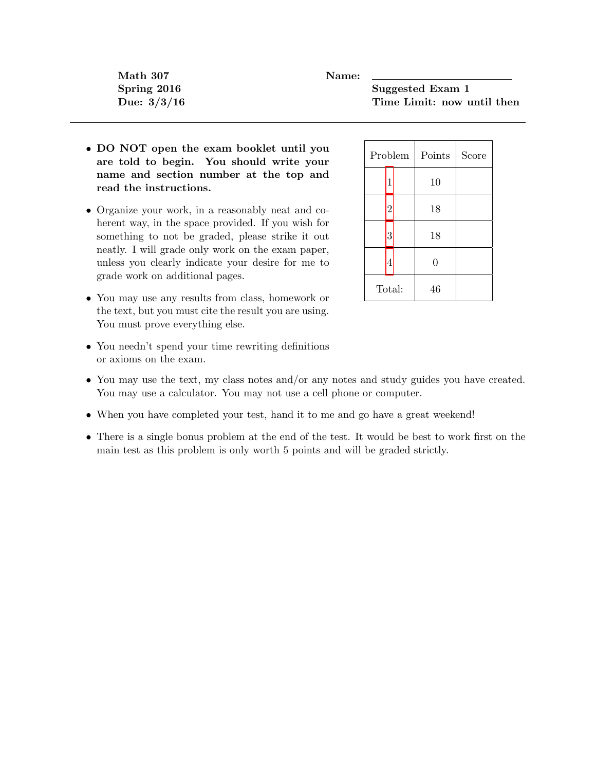**Math 307** | **Name:** \_\_\_\_\_\_\_\_\_\_\_\_\_\_\_\_\_\_\_\_\_\_\_\_

**Spring 2016** | **Suggested Exam 1**

**Due: 3/3/16** | **Time Limit: now until then**

---

- **DO NOT open the exam booklet until you are told to begin. You should write your name and section number at the top and read the instructions.**
- Organize your work, in a reasonably neat and coherent way, in the space provided. If you wish for something to not be graded, please strike it out neatly. I will grade only work on the exam paper, unless you clearly indicate your desire for me to grade work on additional pages.
- You may use any results from class, homework or the text, but you must cite the result you are using. You must prove everything else.
- You needn't spend your time rewriting definitions or axioms on the exam.
- You may use the text, my class notes and/or any notes and study guides you have created. You may use a calculator. You may not use a cell phone or computer.
- When you have completed your test, hand it to me and go have a great weekend!
- There is a single bonus problem at the end of the test. It would be best to work first on the main test as this problem is only worth 5 points and will be graded strictly.

| Problem | Points | Score |
|---|---|---|
| 1 | 10 | |
| 2 | 18 | |
| 3 | 18 | |
| 4 | 0 | |
| Total: | 46 | |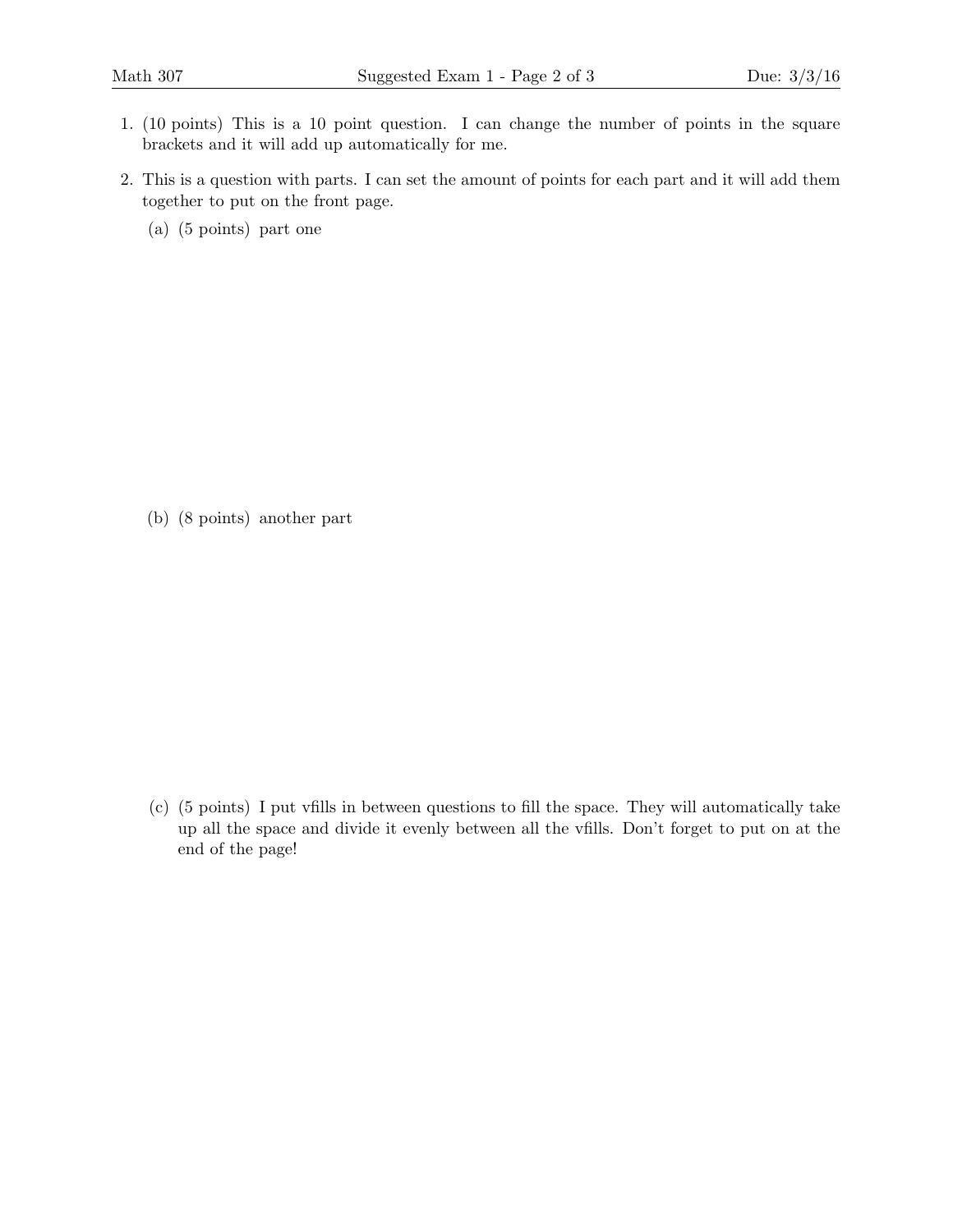1. (10 points) This is a 10 point question. I can change the number of points in the square brackets and it will add up automatically for me.

2. This is a question with parts. I can set the amount of points for each part and it will add them together to put on the front page.

   (a) (5 points) part one

   (b) (8 points) another part

   (c) (5 points) I put vfills in between questions to fill the space. They will automatically take up all the space and divide it evenly between all the vfills. Don't forget to put on at the end of the page!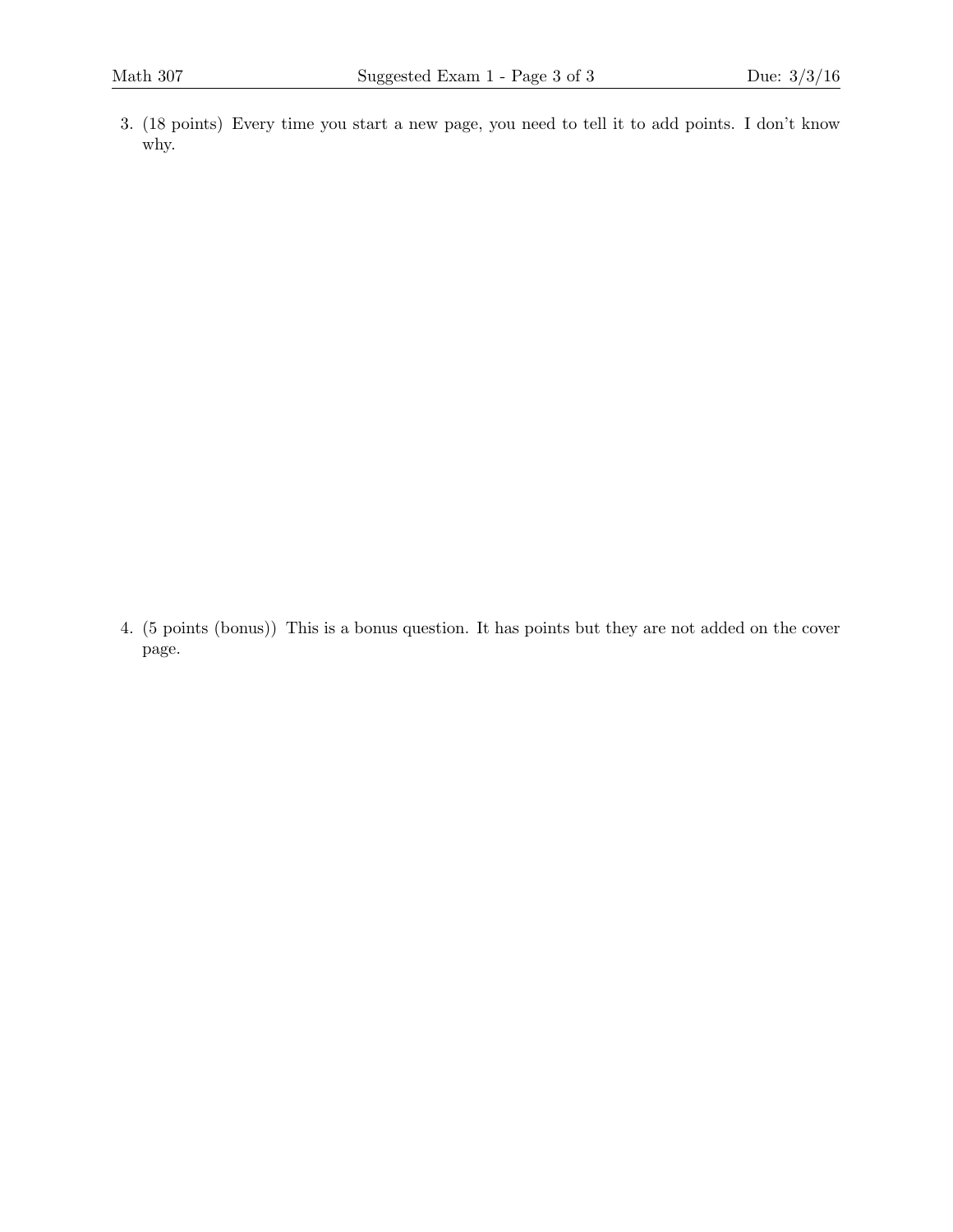3. (18 points) Every time you start a new page, you need to tell it to add points. I don't know why.

4. (5 points (bonus)) This is a bonus question. It has points but they are not added on the cover page.